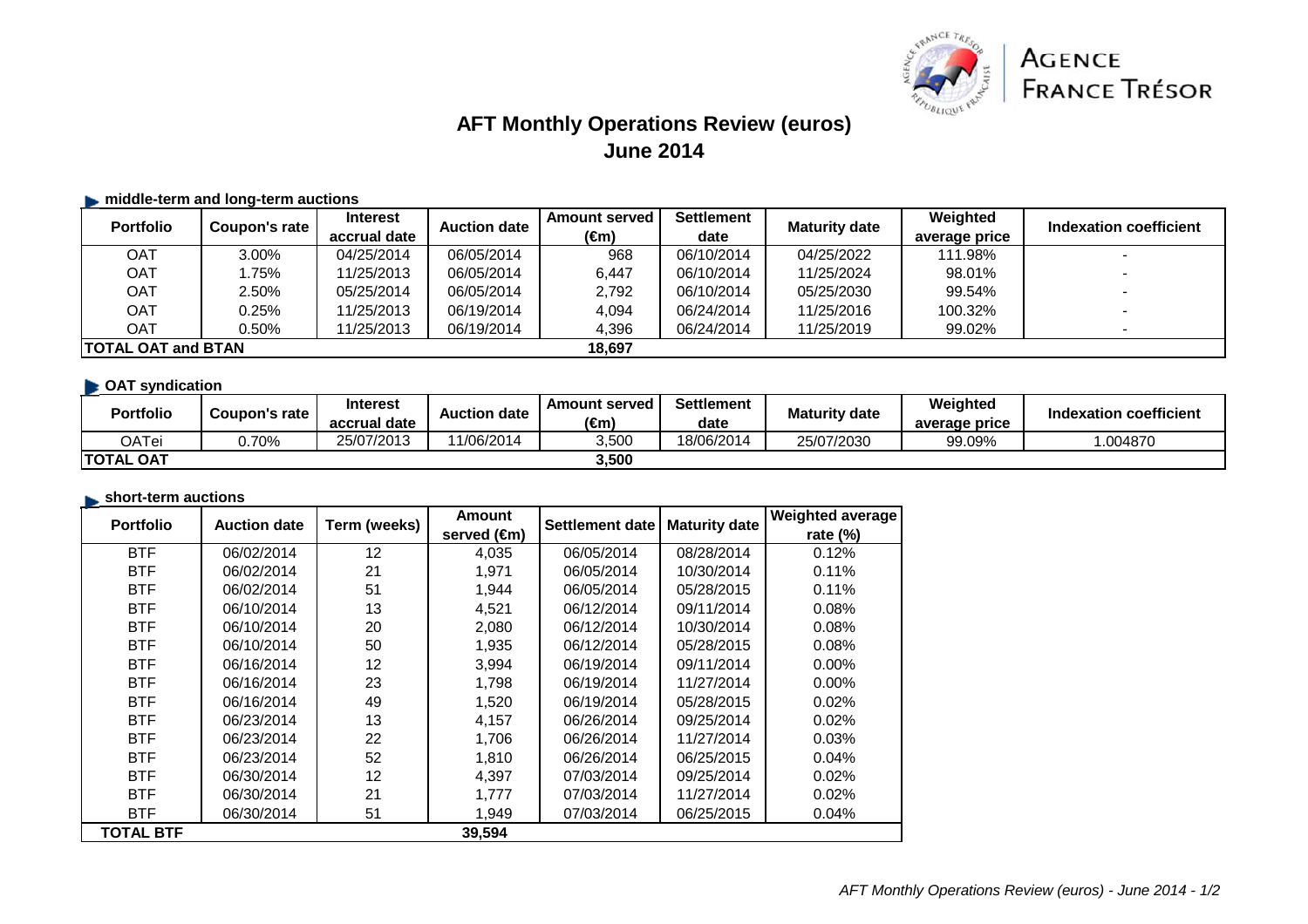AGENCE FRANCE TRÉSOR

# AFT Monthly Operations Review (euros)
## June 2014

### middle-term and long-term auctions

| Portfolio | Coupon's rate | Interest accrual date | Auction date | Amount served (€m) | Settlement date | Maturity date | Weighted average price | Indexation coefficient |
|---|---|---|---|---|---|---|---|---|
| OAT | 3.00% | 04/25/2014 | 06/05/2014 | 968 | 06/10/2014 | 04/25/2022 | 111.98% | - |
| OAT | 1.75% | 11/25/2013 | 06/05/2014 | 6,447 | 06/10/2014 | 11/25/2024 | 98.01% | - |
| OAT | 2.50% | 05/25/2014 | 06/05/2014 | 2,792 | 06/10/2014 | 05/25/2030 | 99.54% | - |
| OAT | 0.25% | 11/25/2013 | 06/19/2014 | 4,094 | 06/24/2014 | 11/25/2016 | 100.32% | - |
| OAT | 0.50% | 11/25/2013 | 06/19/2014 | 4,396 | 06/24/2014 | 11/25/2019 | 99.02% | - |
| **TOTAL OAT and BTAN** | | | | **18,697** | | | | |

### OAT syndication

| Portfolio | Coupon's rate | Interest accrual date | Auction date | Amount served (€m) | Settlement date | Maturity date | Weighted average price | Indexation coefficient |
|---|---|---|---|---|---|---|---|---|
| OATei | 0.70% | 25/07/2013 | 11/06/2014 | 3,500 | 18/06/2014 | 25/07/2030 | 99.09% | 1.004870 |
| **TOTAL OAT** | | | | **3,500** | | | | |

### short-term auctions

| Portfolio | Auction date | Term (weeks) | Amount served (€m) | Settlement date | Maturity date | Weighted average rate (%) |
|---|---|---|---|---|---|---|
| BTF | 06/02/2014 | 12 | 4,035 | 06/05/2014 | 08/28/2014 | 0.12% |
| BTF | 06/02/2014 | 21 | 1,971 | 06/05/2014 | 10/30/2014 | 0.11% |
| BTF | 06/02/2014 | 51 | 1,944 | 06/05/2014 | 05/28/2015 | 0.11% |
| BTF | 06/10/2014 | 13 | 4,521 | 06/12/2014 | 09/11/2014 | 0.08% |
| BTF | 06/10/2014 | 20 | 2,080 | 06/12/2014 | 10/30/2014 | 0.08% |
| BTF | 06/10/2014 | 50 | 1,935 | 06/12/2014 | 05/28/2015 | 0.08% |
| BTF | 06/16/2014 | 12 | 3,994 | 06/19/2014 | 09/11/2014 | 0.00% |
| BTF | 06/16/2014 | 23 | 1,798 | 06/19/2014 | 11/27/2014 | 0.00% |
| BTF | 06/16/2014 | 49 | 1,520 | 06/19/2014 | 05/28/2015 | 0.02% |
| BTF | 06/23/2014 | 13 | 4,157 | 06/26/2014 | 09/25/2014 | 0.02% |
| BTF | 06/23/2014 | 22 | 1,706 | 06/26/2014 | 11/27/2014 | 0.03% |
| BTF | 06/23/2014 | 52 | 1,810 | 06/26/2014 | 06/25/2015 | 0.04% |
| BTF | 06/30/2014 | 12 | 4,397 | 07/03/2014 | 09/25/2014 | 0.02% |
| BTF | 06/30/2014 | 21 | 1,777 | 07/03/2014 | 11/27/2014 | 0.02% |
| BTF | 06/30/2014 | 51 | 1,949 | 07/03/2014 | 06/25/2015 | 0.04% |
| **TOTAL BTF** | | | **39,594** | | | |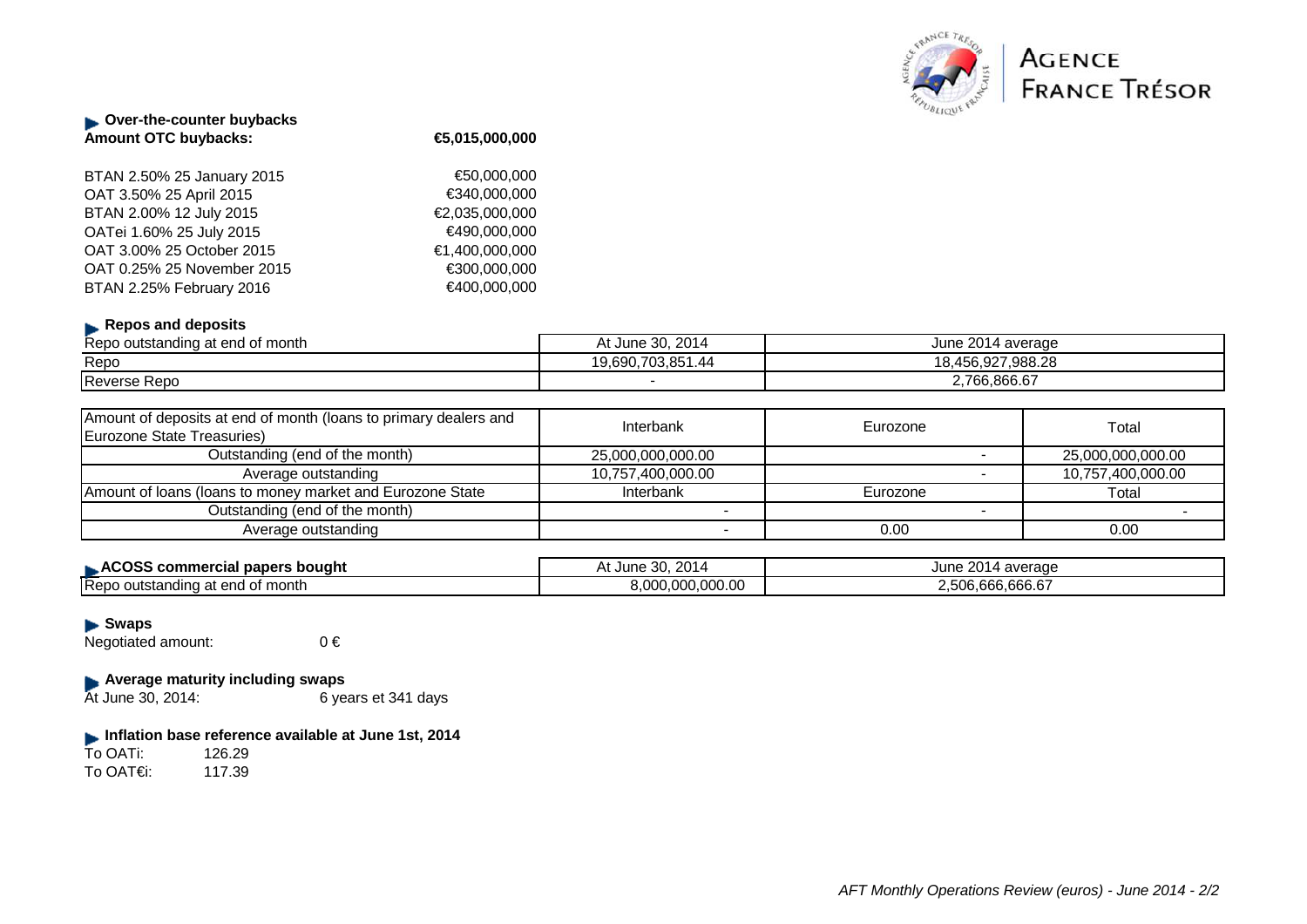### Over-the-counter buybacks

**Amount OTC buybacks:** **€5,015,000,000**

| | |
|---|---|
| BTAN 2.50% 25 January 2015 | €50,000,000 |
| OAT 3.50% 25 April 2015 | €340,000,000 |
| BTAN 2.00% 12 July 2015 | €2,035,000,000 |
| OATei 1.60% 25 July 2015 | €490,000,000 |
| OAT 3.00% 25 October 2015 | €1,400,000,000 |
| OAT 0.25% 25 November 2015 | €300,000,000 |
| BTAN 2.25% February 2016 | €400,000,000 |

### Repos and deposits

| Repo outstanding at end of month | At June 30, 2014 | June 2014 average |
|---|---|---|
| Repo | 19,690,703,851.44 | 18,456,927,988.28 |
| Reverse Repo | - | 2,766,866.67 |

| Amount of deposits at end of month (loans to primary dealers and Eurozone State Treasuries) | Interbank | Eurozone | Total |
|---|---|---|---|
| Outstanding (end of the month) | 25,000,000,000.00 | - | 25,000,000,000.00 |
| Average outstanding | 10,757,400,000.00 | - | 10,757,400,000.00 |
| Amount of loans (loans to money market and Eurozone State | Interbank | Eurozone | Total |
| Outstanding (end of the month) | - | - | - |
| Average outstanding | - | 0.00 | 0.00 |

| ACOSS commercial papers bought | At June 30, 2014 | June 2014 average |
|---|---|---|
| Repo outstanding at end of month | 8,000,000,000.00 | 2,506,666,666.67 |

### Swaps

Negotiated amount: 0 €

### Average maturity including swaps

At June 30, 2014: 6 years et 341 days

### Inflation base reference available at June 1st, 2014

To OATi: 126.29

To OAT€i: 117.39